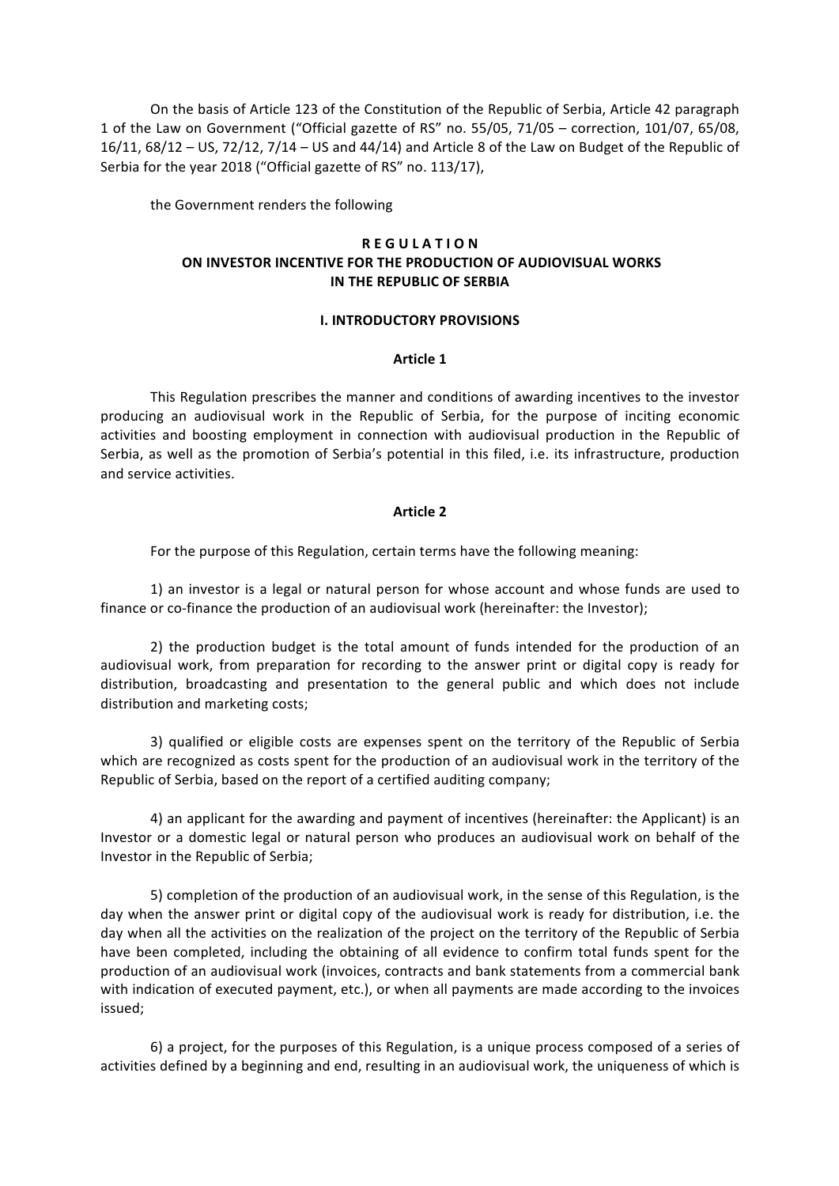On the basis of Article 123 of the Constitution of the Republic of Serbia, Article 42 paragraph 1 of the Law on Government ("Official gazette of RS" no. 55/05, 71/05 – correction, 101/07, 65/08, 16/11, 68/12 – US, 72/12, 7/14 – US and 44/14) and Article 8 of the Law on Budget of the Republic of Serbia for the year 2018 ("Official gazette of RS" no. 113/17),

the Government renders the following

# R E G U L A T I O N
# ON INVESTOR INCENTIVE FOR THE PRODUCTION OF AUDIOVISUAL WORKS IN THE REPUBLIC OF SERBIA

## I. INTRODUCTORY PROVISIONS

### Article 1

This Regulation prescribes the manner and conditions of awarding incentives to the investor producing an audiovisual work in the Republic of Serbia, for the purpose of inciting economic activities and boosting employment in connection with audiovisual production in the Republic of Serbia, as well as the promotion of Serbia's potential in this filed, i.e. its infrastructure, production and service activities.

### Article 2

For the purpose of this Regulation, certain terms have the following meaning:

1) an investor is a legal or natural person for whose account and whose funds are used to finance or co-finance the production of an audiovisual work (hereinafter: the Investor);

2) the production budget is the total amount of funds intended for the production of an audiovisual work, from preparation for recording to the answer print or digital copy is ready for distribution, broadcasting and presentation to the general public and which does not include distribution and marketing costs;

3) qualified or eligible costs are expenses spent on the territory of the Republic of Serbia which are recognized as costs spent for the production of an audiovisual work in the territory of the Republic of Serbia, based on the report of a certified auditing company;

4) an applicant for the awarding and payment of incentives (hereinafter: the Applicant) is an Investor or a domestic legal or natural person who produces an audiovisual work on behalf of the Investor in the Republic of Serbia;

5) completion of the production of an audiovisual work, in the sense of this Regulation, is the day when the answer print or digital copy of the audiovisual work is ready for distribution, i.e. the day when all the activities on the realization of the project on the territory of the Republic of Serbia have been completed, including the obtaining of all evidence to confirm total funds spent for the production of an audiovisual work (invoices, contracts and bank statements from a commercial bank with indication of executed payment, etc.), or when all payments are made according to the invoices issued;

6) a project, for the purposes of this Regulation, is a unique process composed of a series of activities defined by a beginning and end, resulting in an audiovisual work, the uniqueness of which is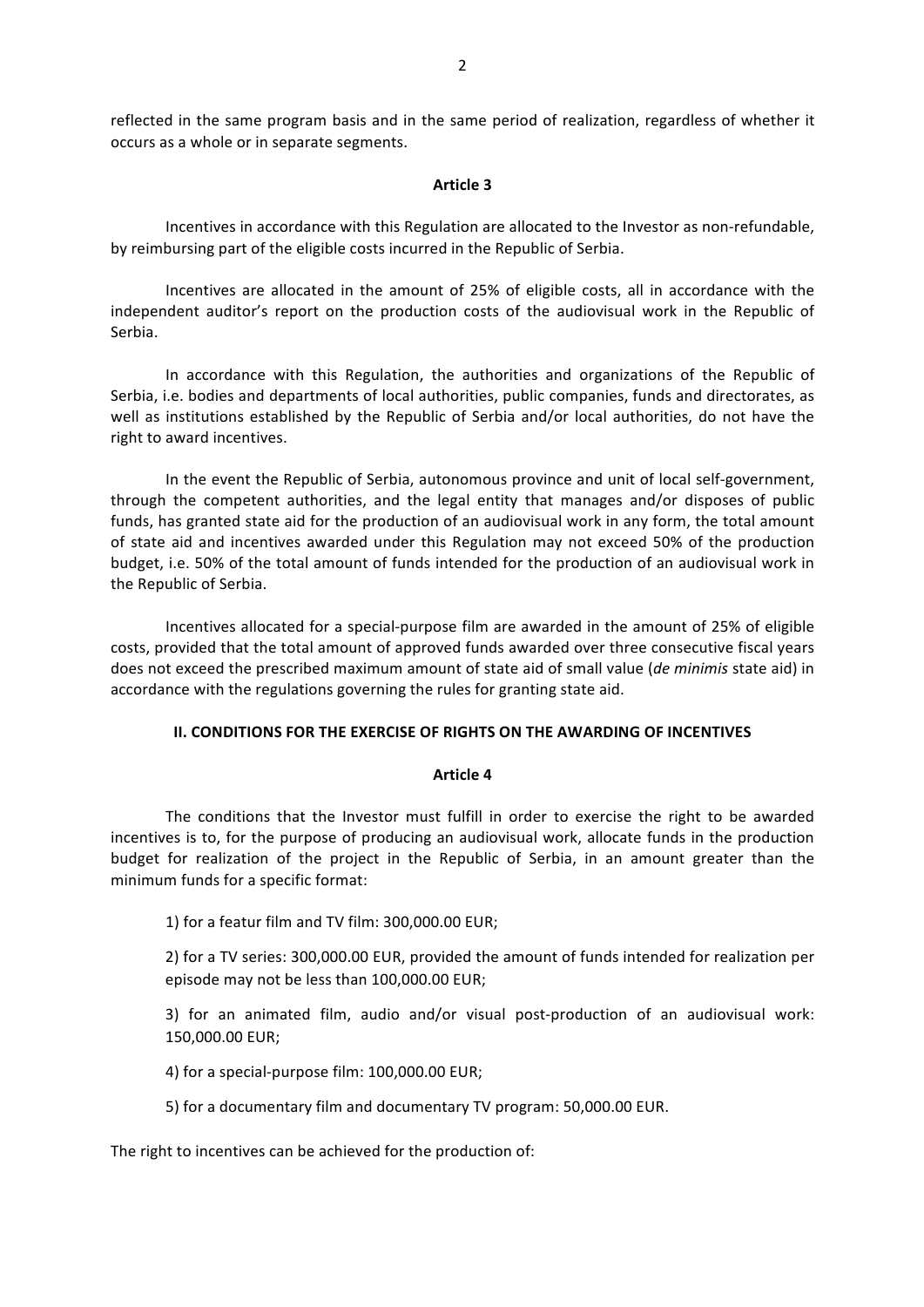reflected in the same program basis and in the same period of realization, regardless of whether it occurs as a whole or in separate segments.

**Article 3**

Incentives in accordance with this Regulation are allocated to the Investor as non-refundable, by reimbursing part of the eligible costs incurred in the Republic of Serbia.

Incentives are allocated in the amount of 25% of eligible costs, all in accordance with the independent auditor's report on the production costs of the audiovisual work in the Republic of Serbia.

In accordance with this Regulation, the authorities and organizations of the Republic of Serbia, i.e. bodies and departments of local authorities, public companies, funds and directorates, as well as institutions established by the Republic of Serbia and/or local authorities, do not have the right to award incentives.

In the event the Republic of Serbia, autonomous province and unit of local self-government, through the competent authorities, and the legal entity that manages and/or disposes of public funds, has granted state aid for the production of an audiovisual work in any form, the total amount of state aid and incentives awarded under this Regulation may not exceed 50% of the production budget, i.e. 50% of the total amount of funds intended for the production of an audiovisual work in the Republic of Serbia.

Incentives allocated for a special-purpose film are awarded in the amount of 25% of eligible costs, provided that the total amount of approved funds awarded over three consecutive fiscal years does not exceed the prescribed maximum amount of state aid of small value (*de minimis* state aid) in accordance with the regulations governing the rules for granting state aid.

**II. CONDITIONS FOR THE EXERCISE OF RIGHTS ON THE AWARDING OF INCENTIVES**

**Article 4**

The conditions that the Investor must fulfill in order to exercise the right to be awarded incentives is to, for the purpose of producing an audiovisual work, allocate funds in the production budget for realization of the project in the Republic of Serbia, in an amount greater than the minimum funds for a specific format:

1) for a featur film and TV film: 300,000.00 EUR;

2) for a TV series: 300,000.00 EUR, provided the amount of funds intended for realization per episode may not be less than 100,000.00 EUR;

3) for an animated film, audio and/or visual post-production of an audiovisual work: 150,000.00 EUR;

4) for a special-purpose film: 100,000.00 EUR;

5) for a documentary film and documentary TV program: 50,000.00 EUR.

The right to incentives can be achieved for the production of: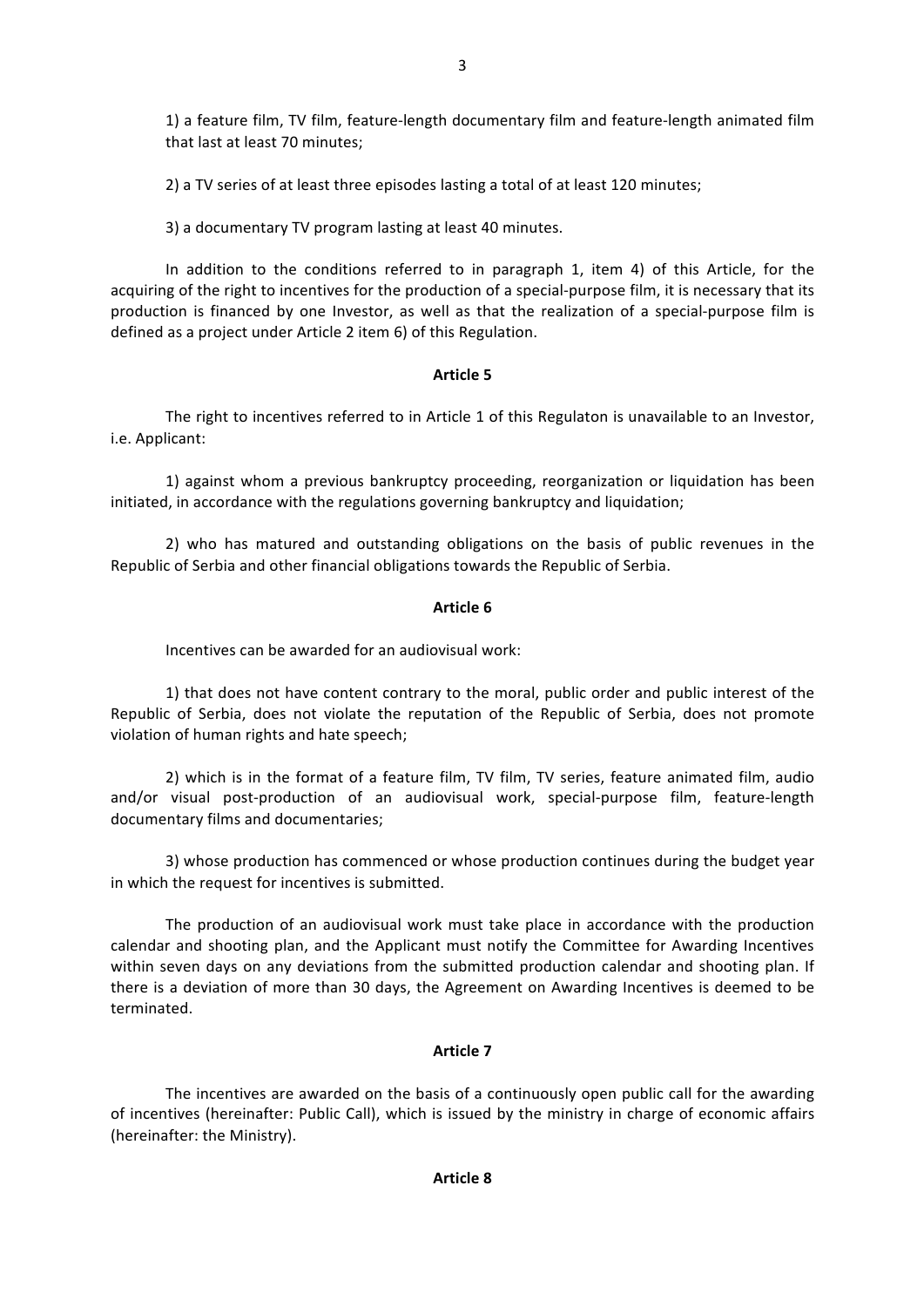1) a feature film, TV film, feature-length documentary film and feature-length animated film that last at least 70 minutes;

2) a TV series of at least three episodes lasting a total of at least 120 minutes;

3) a documentary TV program lasting at least 40 minutes.

In addition to the conditions referred to in paragraph 1, item 4) of this Article, for the acquiring of the right to incentives for the production of a special-purpose film, it is necessary that its production is financed by one Investor, as well as that the realization of a special-purpose film is defined as a project under Article 2 item 6) of this Regulation.

**Article 5**

The right to incentives referred to in Article 1 of this Regulaton is unavailable to an Investor, i.e. Applicant:

1) against whom a previous bankruptcy proceeding, reorganization or liquidation has been initiated, in accordance with the regulations governing bankruptcy and liquidation;

2) who has matured and outstanding obligations on the basis of public revenues in the Republic of Serbia and other financial obligations towards the Republic of Serbia.

**Article 6**

Incentives can be awarded for an audiovisual work:

1) that does not have content contrary to the moral, public order and public interest of the Republic of Serbia, does not violate the reputation of the Republic of Serbia, does not promote violation of human rights and hate speech;

2) which is in the format of a feature film, TV film, TV series, feature animated film, audio and/or visual post-production of an audiovisual work, special-purpose film, feature-length documentary films and documentaries;

3) whose production has commenced or whose production continues during the budget year in which the request for incentives is submitted.

The production of an audiovisual work must take place in accordance with the production calendar and shooting plan, and the Applicant must notify the Committee for Awarding Incentives within seven days on any deviations from the submitted production calendar and shooting plan. If there is a deviation of more than 30 days, the Agreement on Awarding Incentives is deemed to be terminated.

**Article 7**

The incentives are awarded on the basis of a continuously open public call for the awarding of incentives (hereinafter: Public Call), which is issued by the ministry in charge of economic affairs (hereinafter: the Ministry).

**Article 8**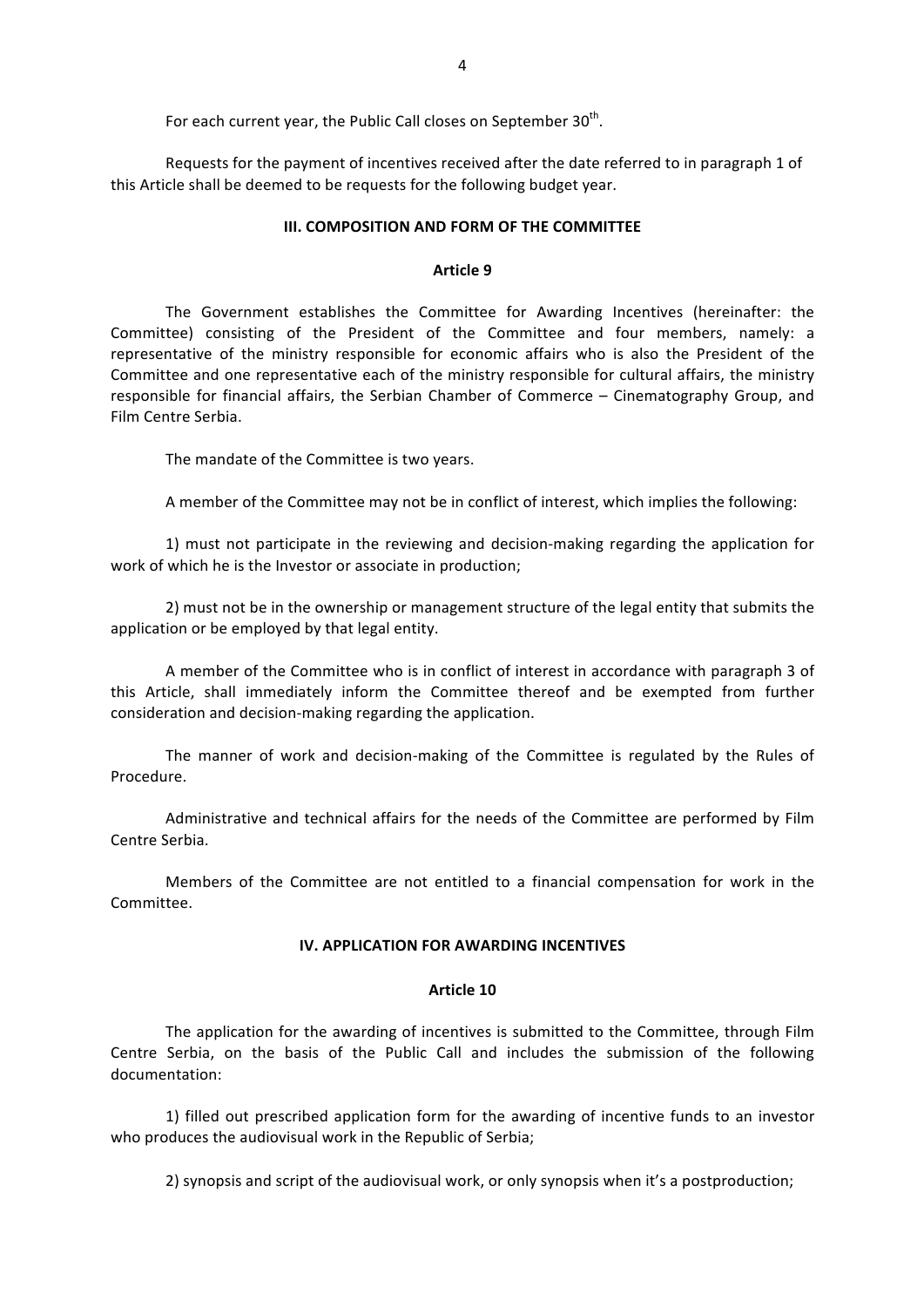For each current year, the Public Call closes on September 30th.

Requests for the payment of incentives received after the date referred to in paragraph 1 of this Article shall be deemed to be requests for the following budget year.

## III. COMPOSITION AND FORM OF THE COMMITTEE

### Article 9

The Government establishes the Committee for Awarding Incentives (hereinafter: the Committee) consisting of the President of the Committee and four members, namely: a representative of the ministry responsible for economic affairs who is also the President of the Committee and one representative each of the ministry responsible for cultural affairs, the ministry responsible for financial affairs, the Serbian Chamber of Commerce – Cinematography Group, and Film Centre Serbia.

The mandate of the Committee is two years.

A member of the Committee may not be in conflict of interest, which implies the following:

1) must not participate in the reviewing and decision-making regarding the application for work of which he is the Investor or associate in production;

2) must not be in the ownership or management structure of the legal entity that submits the application or be employed by that legal entity.

A member of the Committee who is in conflict of interest in accordance with paragraph 3 of this Article, shall immediately inform the Committee thereof and be exempted from further consideration and decision-making regarding the application.

The manner of work and decision-making of the Committee is regulated by the Rules of Procedure.

Administrative and technical affairs for the needs of the Committee are performed by Film Centre Serbia.

Members of the Committee are not entitled to a financial compensation for work in the Committee.

## IV. APPLICATION FOR AWARDING INCENTIVES

### Article 10

The application for the awarding of incentives is submitted to the Committee, through Film Centre Serbia, on the basis of the Public Call and includes the submission of the following documentation:

1) filled out prescribed application form for the awarding of incentive funds to an investor who produces the audiovisual work in the Republic of Serbia;

2) synopsis and script of the audiovisual work, or only synopsis when it's a postproduction;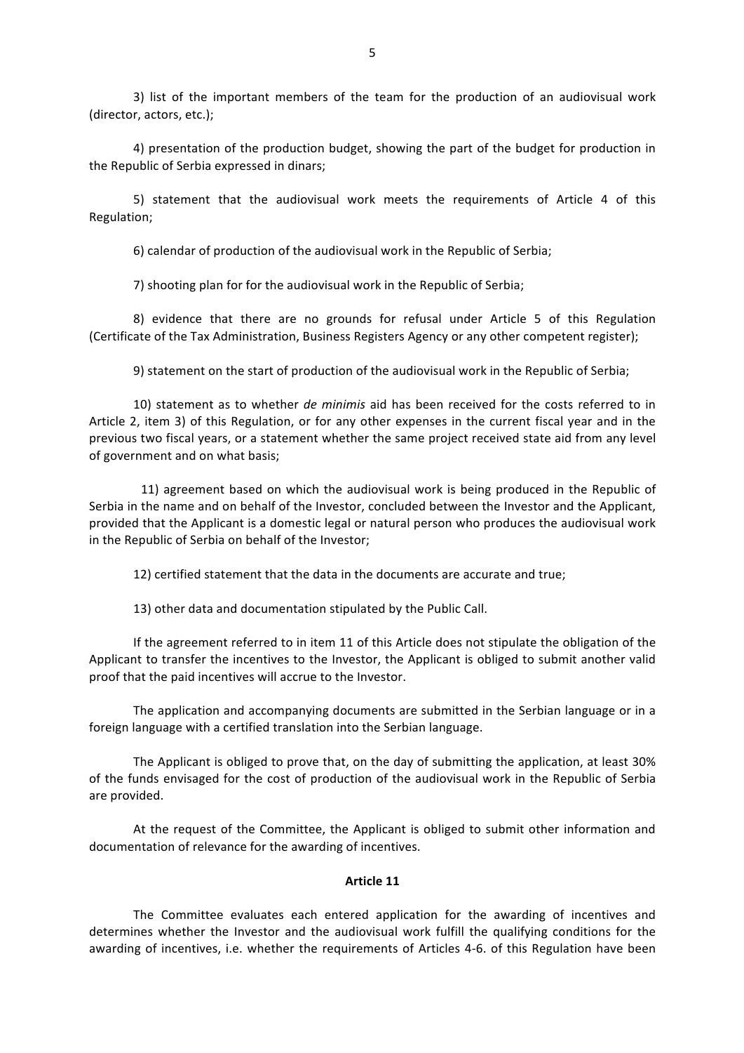3) list of the important members of the team for the production of an audiovisual work (director, actors, etc.);

4) presentation of the production budget, showing the part of the budget for production in the Republic of Serbia expressed in dinars;

5) statement that the audiovisual work meets the requirements of Article 4 of this Regulation;

6) calendar of production of the audiovisual work in the Republic of Serbia;

7) shooting plan for for the audiovisual work in the Republic of Serbia;

8) evidence that there are no grounds for refusal under Article 5 of this Regulation (Certificate of the Tax Administration, Business Registers Agency or any other competent register);

9) statement on the start of production of the audiovisual work in the Republic of Serbia;

10) statement as to whether *de minimis* aid has been received for the costs referred to in Article 2, item 3) of this Regulation, or for any other expenses in the current fiscal year and in the previous two fiscal years, or a statement whether the same project received state aid from any level of government and on what basis;

11) agreement based on which the audiovisual work is being produced in the Republic of Serbia in the name and on behalf of the Investor, concluded between the Investor and the Applicant, provided that the Applicant is a domestic legal or natural person who produces the audiovisual work in the Republic of Serbia on behalf of the Investor;

12) certified statement that the data in the documents are accurate and true;

13) other data and documentation stipulated by the Public Call.

If the agreement referred to in item 11 of this Article does not stipulate the obligation of the Applicant to transfer the incentives to the Investor, the Applicant is obliged to submit another valid proof that the paid incentives will accrue to the Investor.

The application and accompanying documents are submitted in the Serbian language or in a foreign language with a certified translation into the Serbian language.

The Applicant is obliged to prove that, on the day of submitting the application, at least 30% of the funds envisaged for the cost of production of the audiovisual work in the Republic of Serbia are provided.

At the request of the Committee, the Applicant is obliged to submit other information and documentation of relevance for the awarding of incentives.

**Article 11**

The Committee evaluates each entered application for the awarding of incentives and determines whether the Investor and the audiovisual work fulfill the qualifying conditions for the awarding of incentives, i.e. whether the requirements of Articles 4-6. of this Regulation have been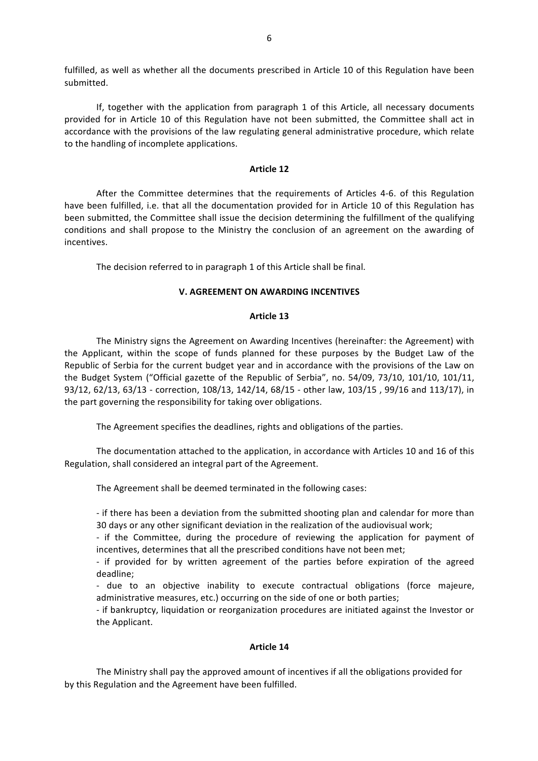fulfilled, as well as whether all the documents prescribed in Article 10 of this Regulation have been submitted.

If, together with the application from paragraph 1 of this Article, all necessary documents provided for in Article 10 of this Regulation have not been submitted, the Committee shall act in accordance with the provisions of the law regulating general administrative procedure, which relate to the handling of incomplete applications.

**Article 12**

After the Committee determines that the requirements of Articles 4-6. of this Regulation have been fulfilled, i.e. that all the documentation provided for in Article 10 of this Regulation has been submitted, the Committee shall issue the decision determining the fulfillment of the qualifying conditions and shall propose to the Ministry the conclusion of an agreement on the awarding of incentives.

The decision referred to in paragraph 1 of this Article shall be final.

## V. AGREEMENT ON AWARDING INCENTIVES

**Article 13**

The Ministry signs the Agreement on Awarding Incentives (hereinafter: the Agreement) with the Applicant, within the scope of funds planned for these purposes by the Budget Law of the Republic of Serbia for the current budget year and in accordance with the provisions of the Law on the Budget System ("Official gazette of the Republic of Serbia", no. 54/09, 73/10, 101/10, 101/11, 93/12, 62/13, 63/13 - correction, 108/13, 142/14, 68/15 - other law, 103/15 , 99/16 and 113/17), in the part governing the responsibility for taking over obligations.

The Agreement specifies the deadlines, rights and obligations of the parties.

The documentation attached to the application, in accordance with Articles 10 and 16 of this Regulation, shall considered an integral part of the Agreement.

The Agreement shall be deemed terminated in the following cases:

- if there has been a deviation from the submitted shooting plan and calendar for more than 30 days or any other significant deviation in the realization of the audiovisual work;
- if the Committee, during the procedure of reviewing the application for payment of incentives, determines that all the prescribed conditions have not been met;
- if provided for by written agreement of the parties before expiration of the agreed deadline;
- due to an objective inability to execute contractual obligations (force majeure, administrative measures, etc.) occurring on the side of one or both parties;
- if bankruptcy, liquidation or reorganization procedures are initiated against the Investor or the Applicant.

**Article 14**

The Ministry shall pay the approved amount of incentives if all the obligations provided for by this Regulation and the Agreement have been fulfilled.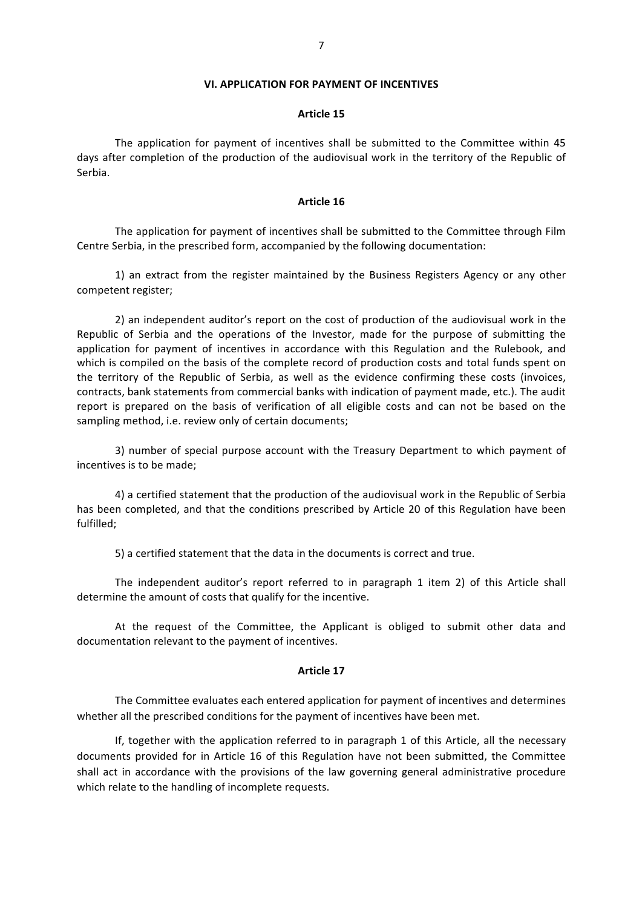## VI. APPLICATION FOR PAYMENT OF INCENTIVES

### Article 15

The application for payment of incentives shall be submitted to the Committee within 45 days after completion of the production of the audiovisual work in the territory of the Republic of Serbia.

### Article 16

The application for payment of incentives shall be submitted to the Committee through Film Centre Serbia, in the prescribed form, accompanied by the following documentation:

1) an extract from the register maintained by the Business Registers Agency or any other competent register;

2) an independent auditor's report on the cost of production of the audiovisual work in the Republic of Serbia and the operations of the Investor, made for the purpose of submitting the application for payment of incentives in accordance with this Regulation and the Rulebook, and which is compiled on the basis of the complete record of production costs and total funds spent on the territory of the Republic of Serbia, as well as the evidence confirming these costs (invoices, contracts, bank statements from commercial banks with indication of payment made, etc.). The audit report is prepared on the basis of verification of all eligible costs and can not be based on the sampling method, i.e. review only of certain documents;

3) number of special purpose account with the Treasury Department to which payment of incentives is to be made;

4) a certified statement that the production of the audiovisual work in the Republic of Serbia has been completed, and that the conditions prescribed by Article 20 of this Regulation have been fulfilled;

5) a certified statement that the data in the documents is correct and true.

The independent auditor's report referred to in paragraph 1 item 2) of this Article shall determine the amount of costs that qualify for the incentive.

At the request of the Committee, the Applicant is obliged to submit other data and documentation relevant to the payment of incentives.

### Article 17

The Committee evaluates each entered application for payment of incentives and determines whether all the prescribed conditions for the payment of incentives have been met.

If, together with the application referred to in paragraph 1 of this Article, all the necessary documents provided for in Article 16 of this Regulation have not been submitted, the Committee shall act in accordance with the provisions of the law governing general administrative procedure which relate to the handling of incomplete requests.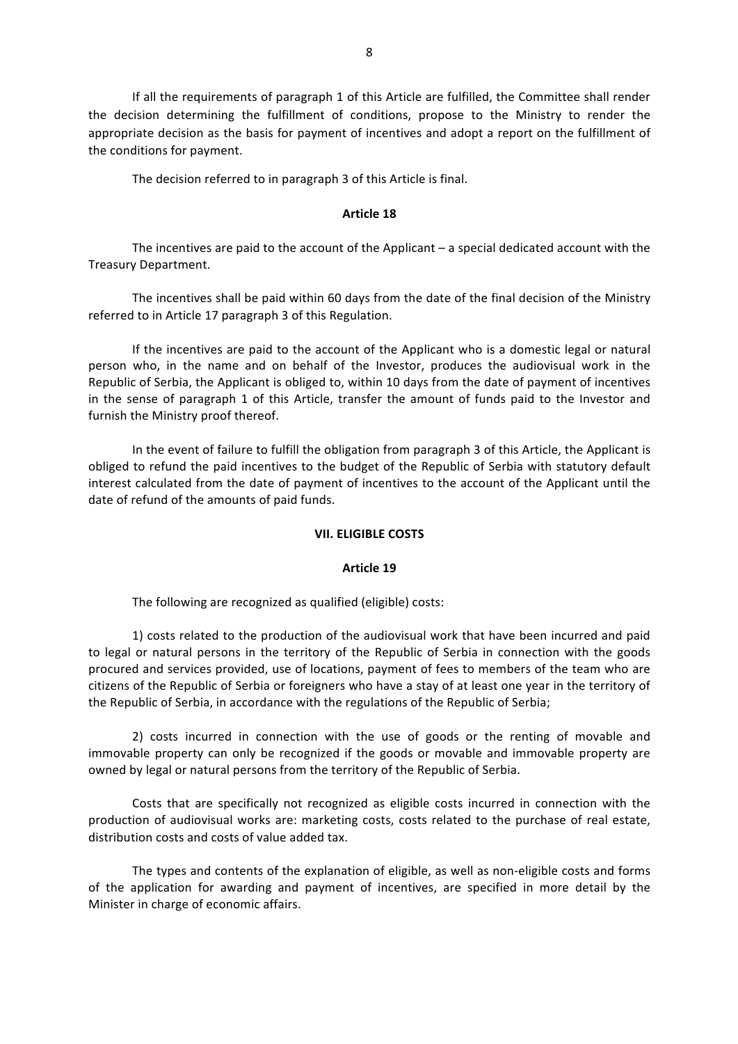If all the requirements of paragraph 1 of this Article are fulfilled, the Committee shall render the decision determining the fulfillment of conditions, propose to the Ministry to render the appropriate decision as the basis for payment of incentives and adopt a report on the fulfillment of the conditions for payment.

The decision referred to in paragraph 3 of this Article is final.

**Article 18**

The incentives are paid to the account of the Applicant – a special dedicated account with the Treasury Department.

The incentives shall be paid within 60 days from the date of the final decision of the Ministry referred to in Article 17 paragraph 3 of this Regulation.

If the incentives are paid to the account of the Applicant who is a domestic legal or natural person who, in the name and on behalf of the Investor, produces the audiovisual work in the Republic of Serbia, the Applicant is obliged to, within 10 days from the date of payment of incentives in the sense of paragraph 1 of this Article, transfer the amount of funds paid to the Investor and furnish the Ministry proof thereof.

In the event of failure to fulfill the obligation from paragraph 3 of this Article, the Applicant is obliged to refund the paid incentives to the budget of the Republic of Serbia with statutory default interest calculated from the date of payment of incentives to the account of the Applicant until the date of refund of the amounts of paid funds.

**VII. ELIGIBLE COSTS**

**Article 19**

The following are recognized as qualified (eligible) costs:

1) costs related to the production of the audiovisual work that have been incurred and paid to legal or natural persons in the territory of the Republic of Serbia in connection with the goods procured and services provided, use of locations, payment of fees to members of the team who are citizens of the Republic of Serbia or foreigners who have a stay of at least one year in the territory of the Republic of Serbia, in accordance with the regulations of the Republic of Serbia;

2) costs incurred in connection with the use of goods or the renting of movable and immovable property can only be recognized if the goods or movable and immovable property are owned by legal or natural persons from the territory of the Republic of Serbia.

Costs that are specifically not recognized as eligible costs incurred in connection with the production of audiovisual works are: marketing costs, costs related to the purchase of real estate, distribution costs and costs of value added tax.

The types and contents of the explanation of eligible, as well as non-eligible costs and forms of the application for awarding and payment of incentives, are specified in more detail by the Minister in charge of economic affairs.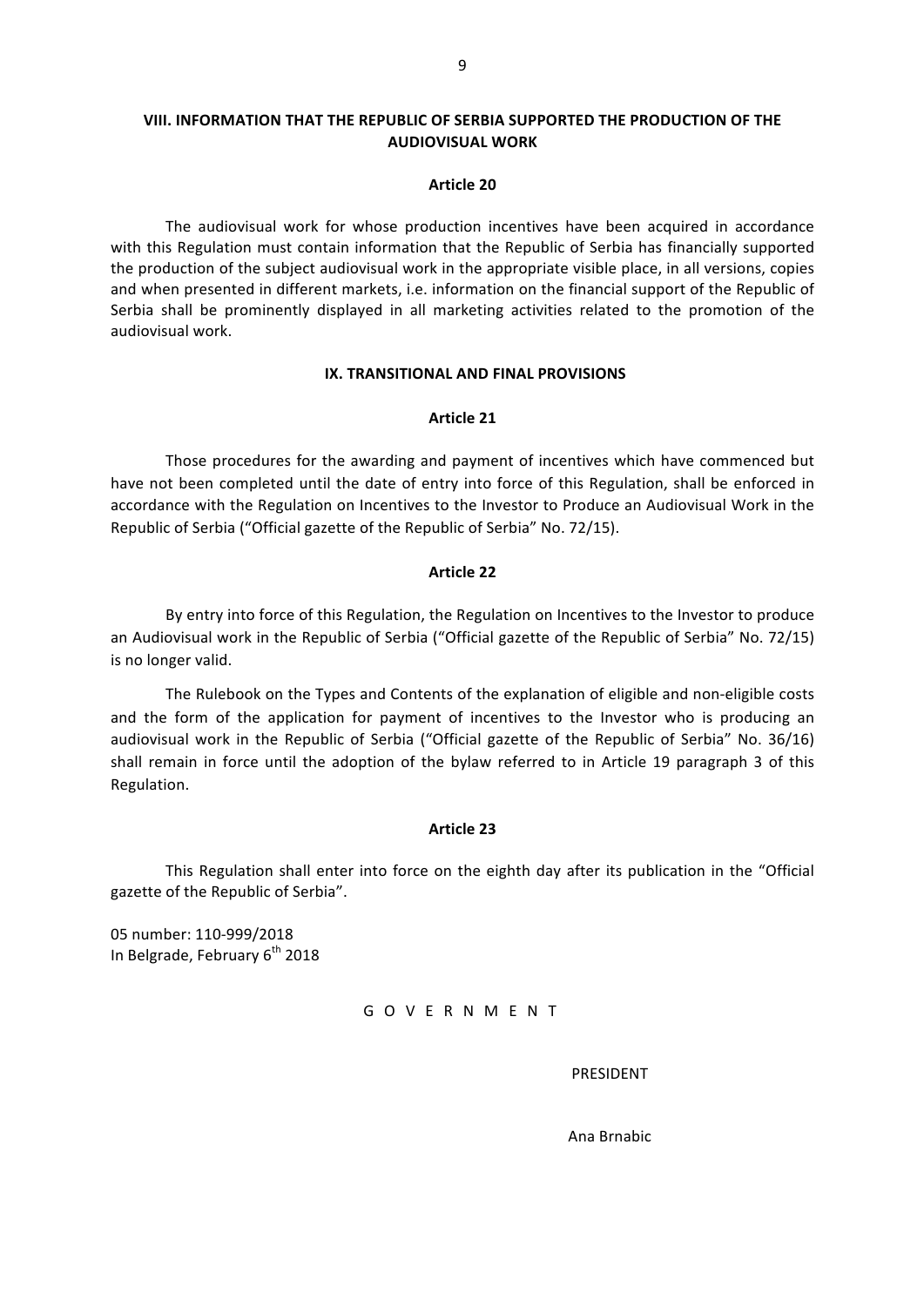## VIII. INFORMATION THAT THE REPUBLIC OF SERBIA SUPPORTED THE PRODUCTION OF THE AUDIOVISUAL WORK

### Article 20

The audiovisual work for whose production incentives have been acquired in accordance with this Regulation must contain information that the Republic of Serbia has financially supported the production of the subject audiovisual work in the appropriate visible place, in all versions, copies and when presented in different markets, i.e. information on the financial support of the Republic of Serbia shall be prominently displayed in all marketing activities related to the promotion of the audiovisual work.

## IX. TRANSITIONAL AND FINAL PROVISIONS

### Article 21

Those procedures for the awarding and payment of incentives which have commenced but have not been completed until the date of entry into force of this Regulation, shall be enforced in accordance with the Regulation on Incentives to the Investor to Produce an Audiovisual Work in the Republic of Serbia ("Official gazette of the Republic of Serbia" No. 72/15).

### Article 22

By entry into force of this Regulation, the Regulation on Incentives to the Investor to produce an Audiovisual work in the Republic of Serbia ("Official gazette of the Republic of Serbia" No. 72/15) is no longer valid.

The Rulebook on the Types and Contents of the explanation of eligible and non-eligible costs and the form of the application for payment of incentives to the Investor who is producing an audiovisual work in the Republic of Serbia ("Official gazette of the Republic of Serbia" No. 36/16) shall remain in force until the adoption of the bylaw referred to in Article 19 paragraph 3 of this Regulation.

### Article 23

This Regulation shall enter into force on the eighth day after its publication in the "Official gazette of the Republic of Serbia".

05 number: 110-999/2018
In Belgrade, February 6th 2018

G O V E R N M E N T

PRESIDENT

Ana Brnabic